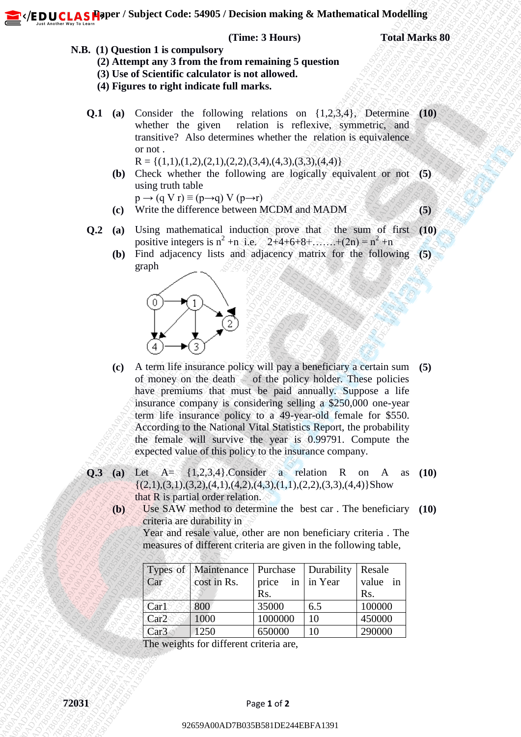**Paper / Subject Code: 54905 / Decision making & Mathematical Modelling**

**(Time: 3 Hours)** **Total Marks 80**

**N.B. (1) Question 1 is compulsory**
**(2) Attempt any 3 from the from remaining 5 question**
**(3) Use of Scientific calculator is not allowed.**
**(4) Figures to right indicate full marks.**

**Q.1 (a)** Consider the following relations on {1,2,3,4}, Determine whether the given relation is reflexive, symmetric, and transitive? Also determines whether the relation is equivalence or not . **(10)**

R = {(1,1),(1,2),(2,1),(2,2),(3,4),(4,3),(3,3),(4,4)}

**(b)** Check whether the following are logically equivalent or not using truth table **(5)**

$p \rightarrow (q \vee r) \equiv (p \rightarrow q) \vee (p \rightarrow r)$

**(c)** Write the difference between MCDM and MADM **(5)**

**Q.2 (a)** Using mathematical induction prove that the sum of first positive integers is $n^2 + n$ i.e. $2+4+6+8+\ldots\ldots+(2n) = n^2 + n$ **(10)**

**(b)** Find adjacency lists and adjacency matrix for the following graph **(5)**

**(c)** A term life insurance policy will pay a beneficiary a certain sum of money on the death of the policy holder. These policies have premiums that must be paid annually. Suppose a life insurance company is considering selling a $250,000 one-year term life insurance policy to a 49-year-old female for $550. According to the National Vital Statistics Report, the probability the female will survive the year is 0.99791. Compute the expected value of this policy to the insurance company. **(5)**

**Q.3 (a)** Let A= {1,2,3,4}.Consider a relation R on A as {(2,1),(3,1),(3,2),(4,1),(4,2),(4,3),(1,1),(2,2),(3,3),(4,4)}Show that R is partial order relation. **(10)**

**(b)** Use SAW method to determine the best car . The beneficiary criteria are durability in Year and resale value, other are non beneficiary criteria . The measures of different criteria are given in the following table, **(10)**

| Types of Car | Maintenance cost in Rs. | Purchase price in Rs. | Durability in Year | Resale value in Rs. |
|---|---|---|---|---|
| Car1 | 800 | 35000 | 6.5 | 100000 |
| Car2 | 1000 | 1000000 | 10 | 450000 |
| Car3 | 1250 | 650000 | 10 | 290000 |

The weights for different criteria are,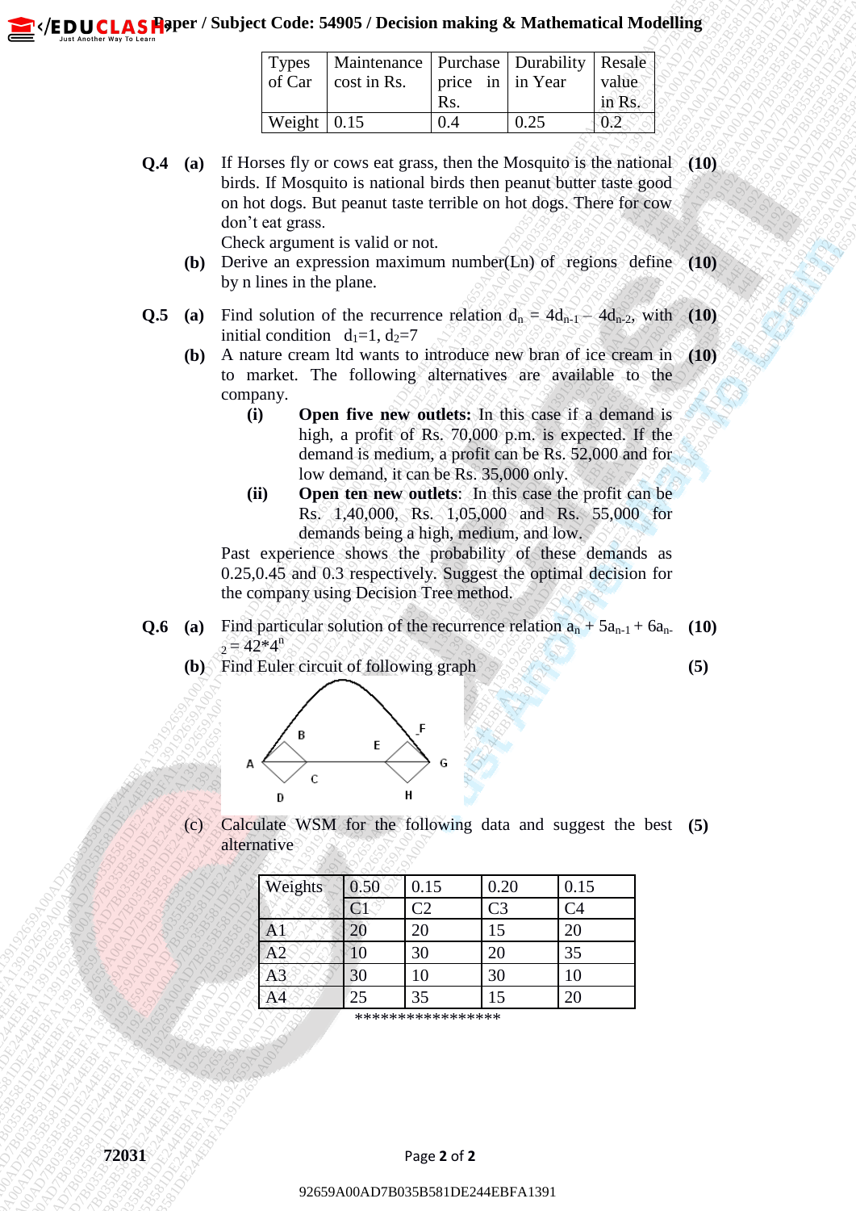| Types of Car | Maintenance cost in Rs. | Purchase price in Rs. | Durability in Year | Resale value in Rs. |
|---|---|---|---|---|
| Weight | 0.15 | 0.4 | 0.25 | 0.2 |

**Q.4** **(a)** If Horses fly or cows eat grass, then the Mosquito is the national birds. If Mosquito is national birds then peanut butter taste good on hot dogs. But peanut taste terrible on hot dogs. There for cow don't eat grass. **(10)**

Check argument is valid or not.

**(b)** Derive an expression maximum number($L_n$) of regions define by n lines in the plane. **(10)**

**Q.5** **(a)** Find solution of the recurrence relation $d_n = 4d_{n-1} - 4d_{n-2}$, with initial condition $d_1=1$, $d_2=7$ **(10)**

**(b)** A nature cream ltd wants to introduce new bran of ice cream in to market. The following alternatives are available to the company. **(10)**

- **(i)** **Open five new outlets:** In this case if a demand is high, a profit of Rs. 70,000 p.m. is expected. If the demand is medium, a profit can be Rs. 52,000 and for low demand, it can be Rs. 35,000 only.
- **(ii)** **Open ten new outlets**: In this case the profit can be Rs. 1,40,000, Rs. 1,05,000 and Rs. 55,000 for demands being a high, medium, and low.

Past experience shows the probability of these demands as 0.25,0.45 and 0.3 respectively. Suggest the optimal decision for the company using Decision Tree method.

**Q.6** **(a)** Find particular solution of the recurrence relation $a_n + 5a_{n-1} + 6a_{n-2} = 42*4^n$ **(10)**

**(b)** Find Euler circuit of following graph **(5)**

B
E
F
A
G
C
D
H

(c) Calculate WSM for the following data and suggest the best alternative **(5)**

| Weights | 0.50 | 0.15 | 0.20 | 0.15 |
|---|---|---|---|---|
| | C1 | C2 | C3 | C4 |
| A1 | 20 | 20 | 15 | 20 |
| A2 | 10 | 30 | 20 | 35 |
| A3 | 30 | 10 | 30 | 10 |
| A4 | 25 | 35 | 15 | 20 |

*****************